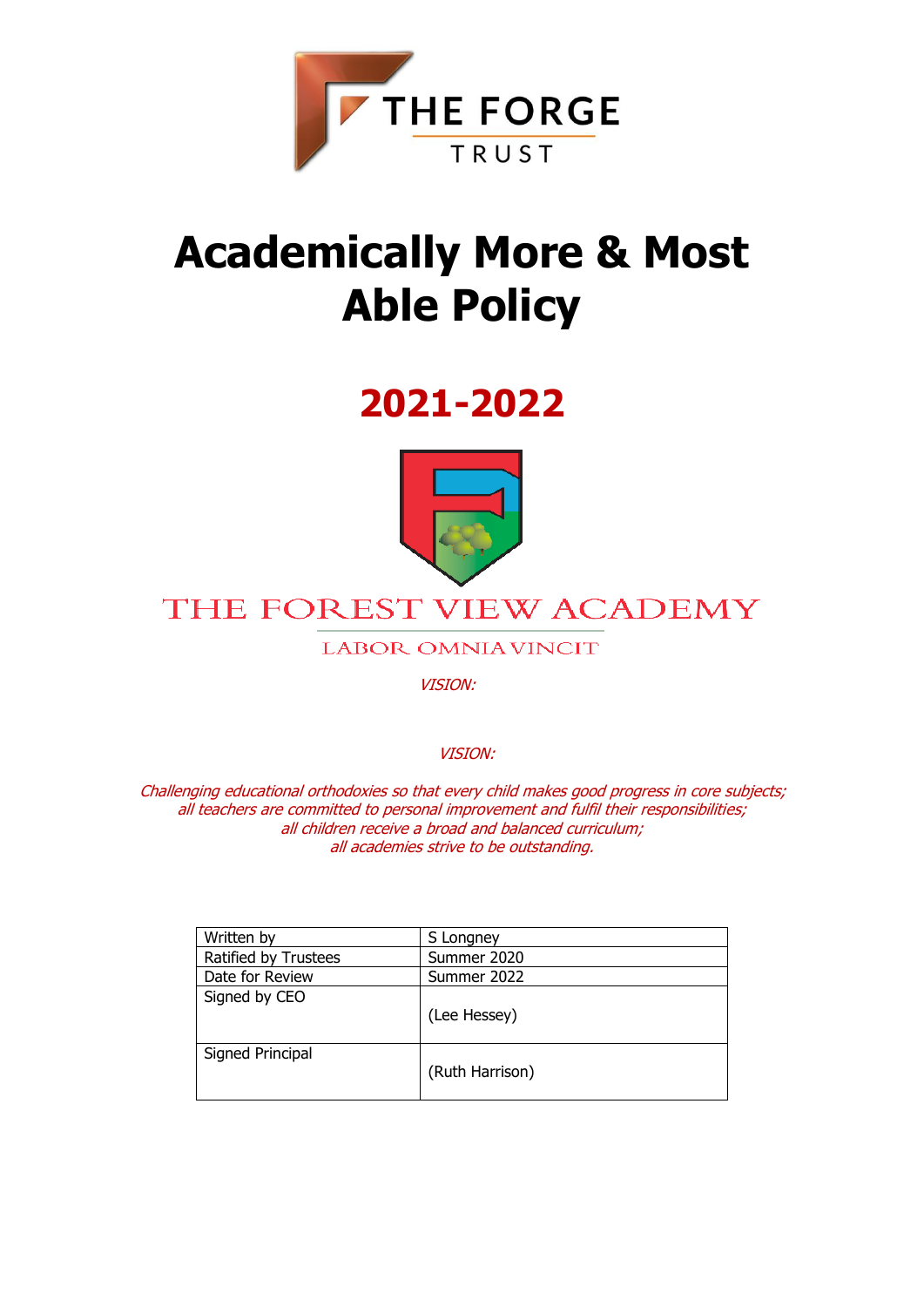THE FORGE

TRUST

# Academically More & Most Able Policy

## 2021-2022

THE FOREST VIEW ACADEMY

LABOR OMNIA VINCIT

*VISION:*

*VISION:*

*Challenging educational orthodoxies so that every child makes good progress in core subjects;*
*all teachers are committed to personal improvement and fulfil their responsibilities;*
*all children receive a broad and balanced curriculum;*
*all academies strive to be outstanding.*

| Written by | S Longney |
|---|---|
| Ratified by Trustees | Summer 2020 |
| Date for Review | Summer 2022 |
| Signed by CEO | (Lee Hessey) |
| Signed Principal | (Ruth Harrison) |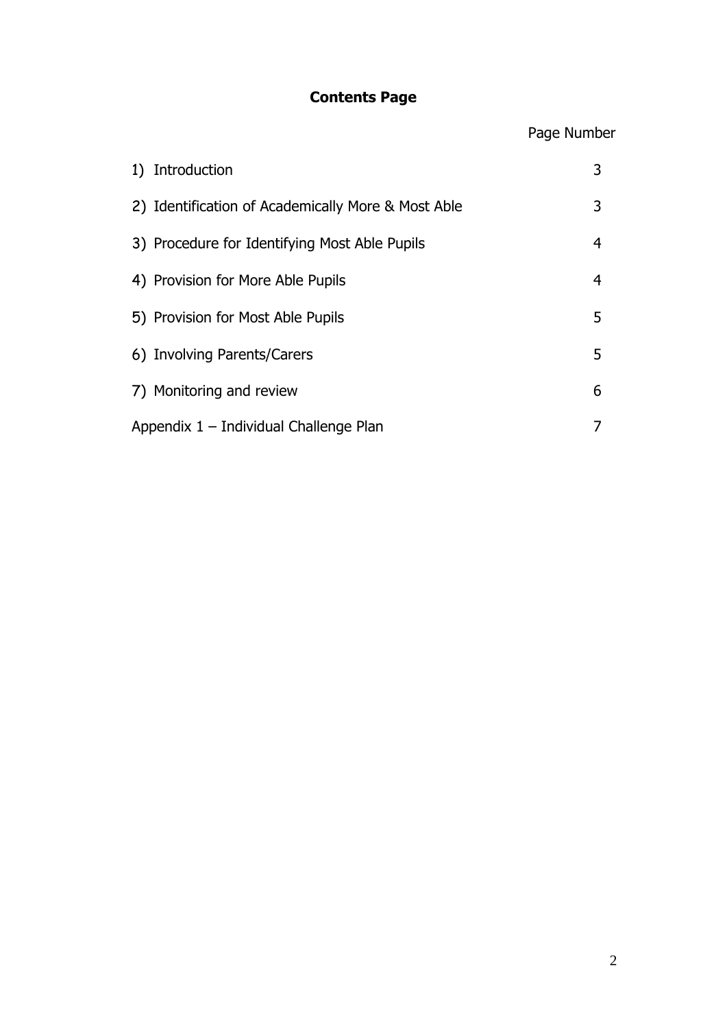## Contents Page

| | Page Number |
|---|---|
| 1) Introduction | 3 |
| 2) Identification of Academically More & Most Able | 3 |
| 3) Procedure for Identifying Most Able Pupils | 4 |
| 4) Provision for More Able Pupils | 4 |
| 5) Provision for Most Able Pupils | 5 |
| 6) Involving Parents/Carers | 5 |
| 7) Monitoring and review | 6 |
| Appendix 1 – Individual Challenge Plan | 7 |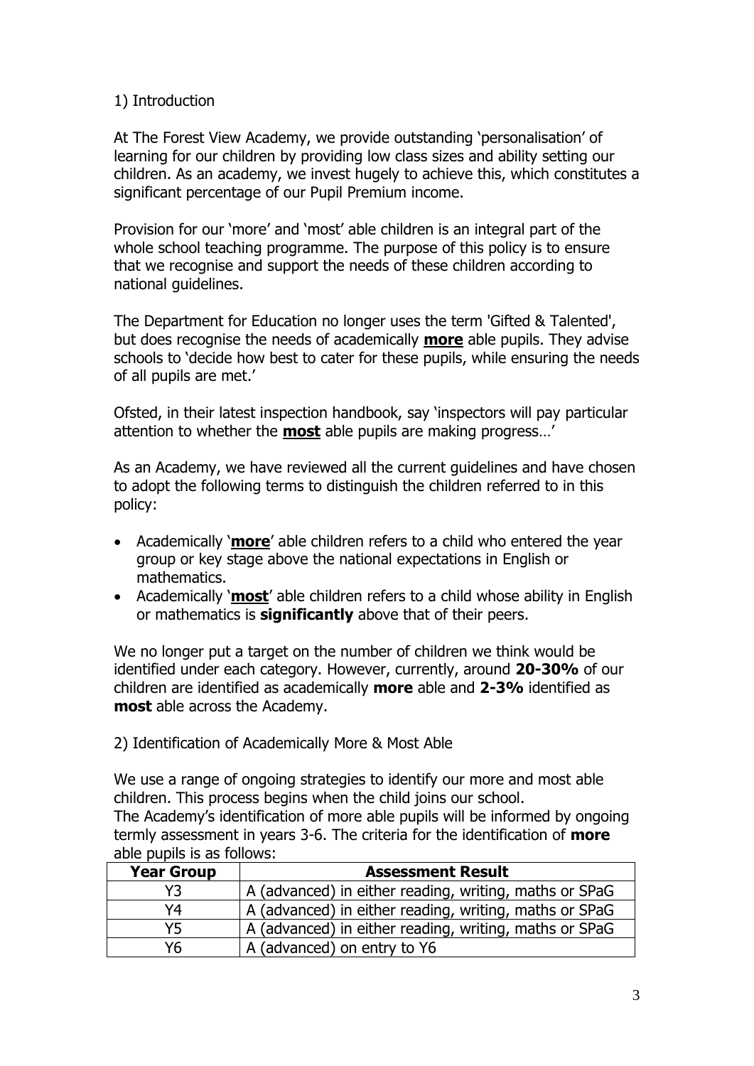## 1) Introduction

At The Forest View Academy, we provide outstanding 'personalisation' of learning for our children by providing low class sizes and ability setting our children. As an academy, we invest hugely to achieve this, which constitutes a significant percentage of our Pupil Premium income.

Provision for our 'more' and 'most' able children is an integral part of the whole school teaching programme. The purpose of this policy is to ensure that we recognise and support the needs of these children according to national guidelines.

The Department for Education no longer uses the term 'Gifted & Talented', but does recognise the needs of academically **more** able pupils. They advise schools to 'decide how best to cater for these pupils, while ensuring the needs of all pupils are met.'

Ofsted, in their latest inspection handbook, say 'inspectors will pay particular attention to whether the **most** able pupils are making progress…'

As an Academy, we have reviewed all the current guidelines and have chosen to adopt the following terms to distinguish the children referred to in this policy:

- Academically '**more**' able children refers to a child who entered the year group or key stage above the national expectations in English or mathematics.
- Academically '**most**' able children refers to a child whose ability in English or mathematics is **significantly** above that of their peers.

We no longer put a target on the number of children we think would be identified under each category. However, currently, around **20-30%** of our children are identified as academically **more** able and **2-3%** identified as **most** able across the Academy.

## 2) Identification of Academically More & Most Able

We use a range of ongoing strategies to identify our more and most able children. This process begins when the child joins our school.
The Academy's identification of more able pupils will be informed by ongoing termly assessment in years 3-6. The criteria for the identification of **more** able pupils is as follows:

| Year Group | Assessment Result |
|---|---|
| Y3 | A (advanced) in either reading, writing, maths or SPaG |
| Y4 | A (advanced) in either reading, writing, maths or SPaG |
| Y5 | A (advanced) in either reading, writing, maths or SPaG |
| Y6 | A (advanced) on entry to Y6 |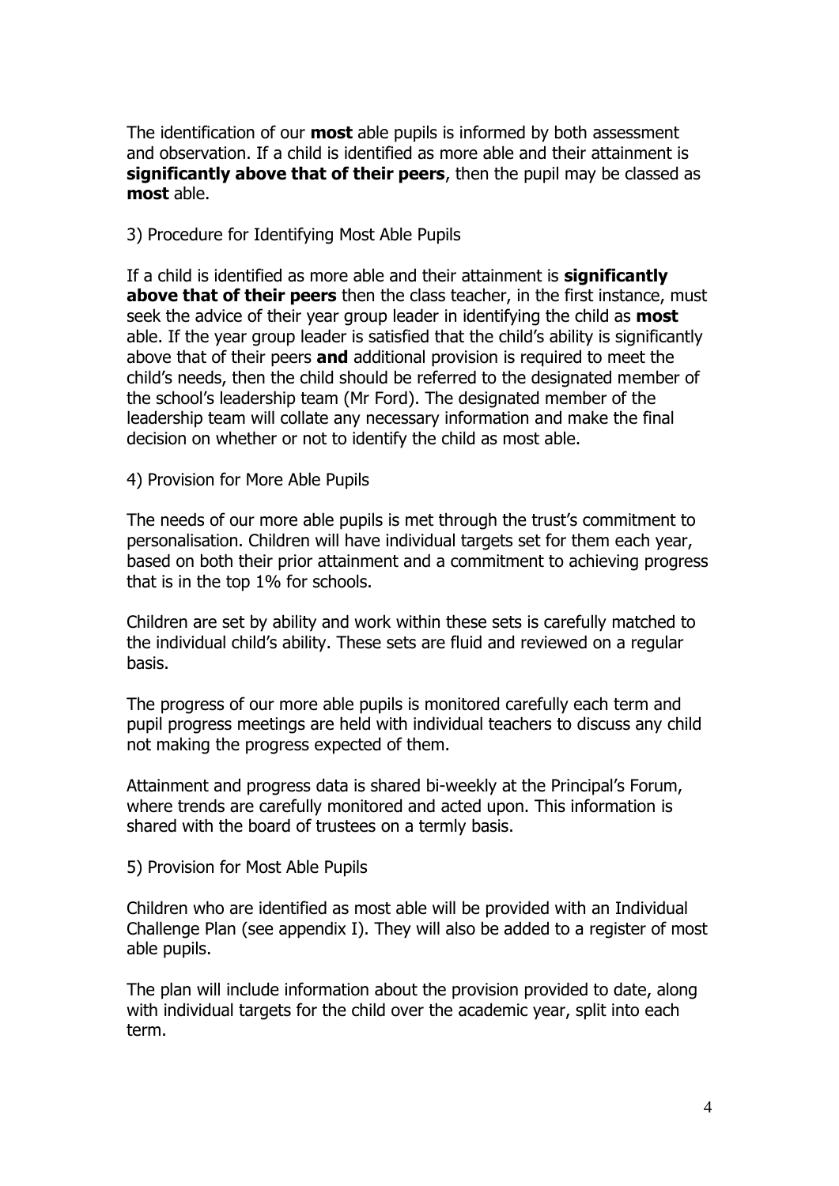The identification of our **most** able pupils is informed by both assessment and observation. If a child is identified as more able and their attainment is **significantly above that of their peers**, then the pupil may be classed as **most** able.

3) Procedure for Identifying Most Able Pupils

If a child is identified as more able and their attainment is **significantly above that of their peers** then the class teacher, in the first instance, must seek the advice of their year group leader in identifying the child as **most** able. If the year group leader is satisfied that the child's ability is significantly above that of their peers **and** additional provision is required to meet the child's needs, then the child should be referred to the designated member of the school's leadership team (Mr Ford). The designated member of the leadership team will collate any necessary information and make the final decision on whether or not to identify the child as most able.

4) Provision for More Able Pupils

The needs of our more able pupils is met through the trust's commitment to personalisation. Children will have individual targets set for them each year, based on both their prior attainment and a commitment to achieving progress that is in the top 1% for schools.

Children are set by ability and work within these sets is carefully matched to the individual child's ability. These sets are fluid and reviewed on a regular basis.

The progress of our more able pupils is monitored carefully each term and pupil progress meetings are held with individual teachers to discuss any child not making the progress expected of them.

Attainment and progress data is shared bi-weekly at the Principal's Forum, where trends are carefully monitored and acted upon. This information is shared with the board of trustees on a termly basis.

5) Provision for Most Able Pupils

Children who are identified as most able will be provided with an Individual Challenge Plan (see appendix I). They will also be added to a register of most able pupils.

The plan will include information about the provision provided to date, along with individual targets for the child over the academic year, split into each term.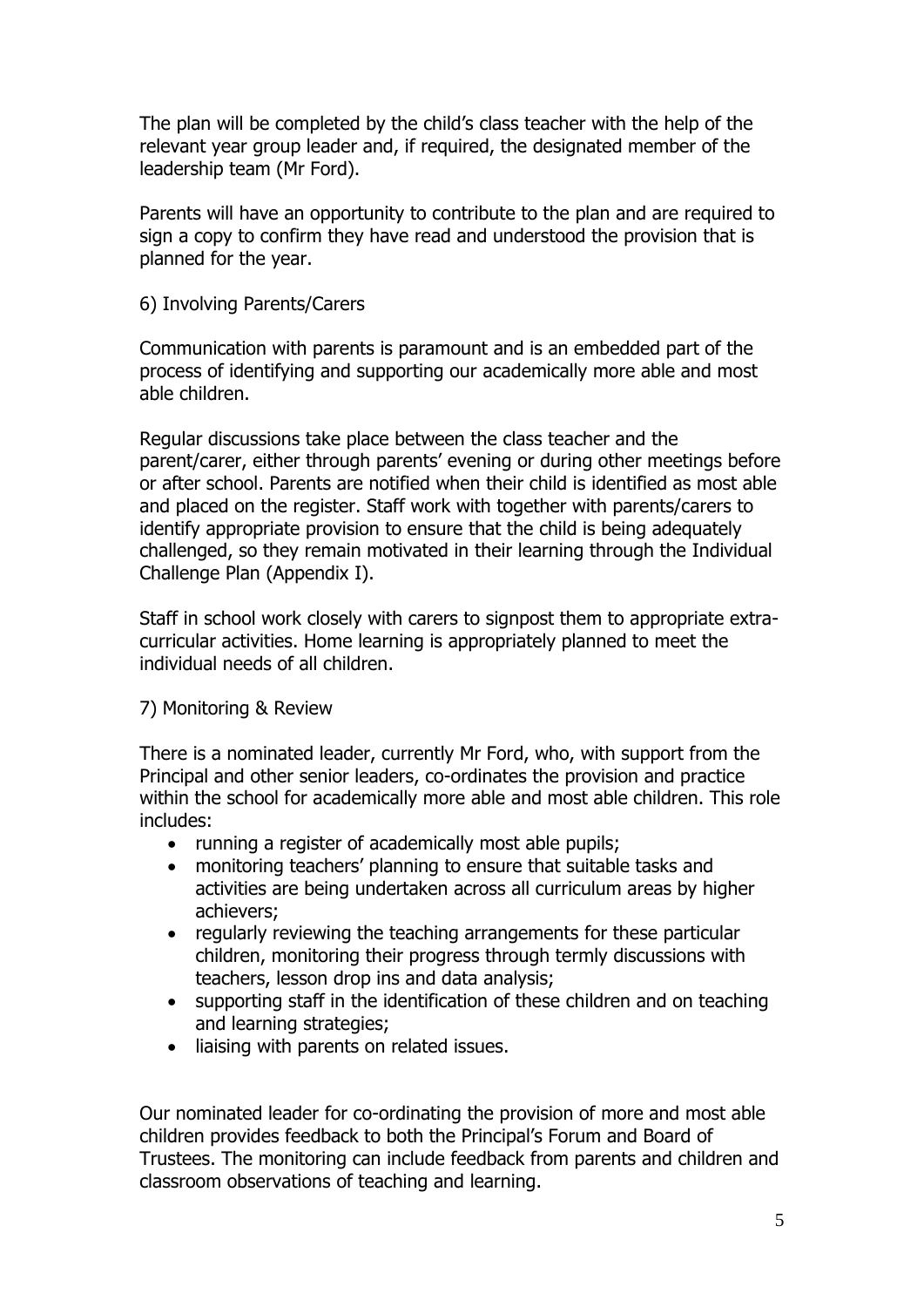The plan will be completed by the child's class teacher with the help of the relevant year group leader and, if required, the designated member of the leadership team (Mr Ford).

Parents will have an opportunity to contribute to the plan and are required to sign a copy to confirm they have read and understood the provision that is planned for the year.

## 6) Involving Parents/Carers

Communication with parents is paramount and is an embedded part of the process of identifying and supporting our academically more able and most able children.

Regular discussions take place between the class teacher and the parent/carer, either through parents' evening or during other meetings before or after school. Parents are notified when their child is identified as most able and placed on the register. Staff work with together with parents/carers to identify appropriate provision to ensure that the child is being adequately challenged, so they remain motivated in their learning through the Individual Challenge Plan (Appendix I).

Staff in school work closely with carers to signpost them to appropriate extra-curricular activities. Home learning is appropriately planned to meet the individual needs of all children.

## 7) Monitoring & Review

There is a nominated leader, currently Mr Ford, who, with support from the Principal and other senior leaders, co-ordinates the provision and practice within the school for academically more able and most able children. This role includes:

- running a register of academically most able pupils;
- monitoring teachers' planning to ensure that suitable tasks and activities are being undertaken across all curriculum areas by higher achievers;
- regularly reviewing the teaching arrangements for these particular children, monitoring their progress through termly discussions with teachers, lesson drop ins and data analysis;
- supporting staff in the identification of these children and on teaching and learning strategies;
- liaising with parents on related issues.

Our nominated leader for co-ordinating the provision of more and most able children provides feedback to both the Principal's Forum and Board of Trustees. The monitoring can include feedback from parents and children and classroom observations of teaching and learning.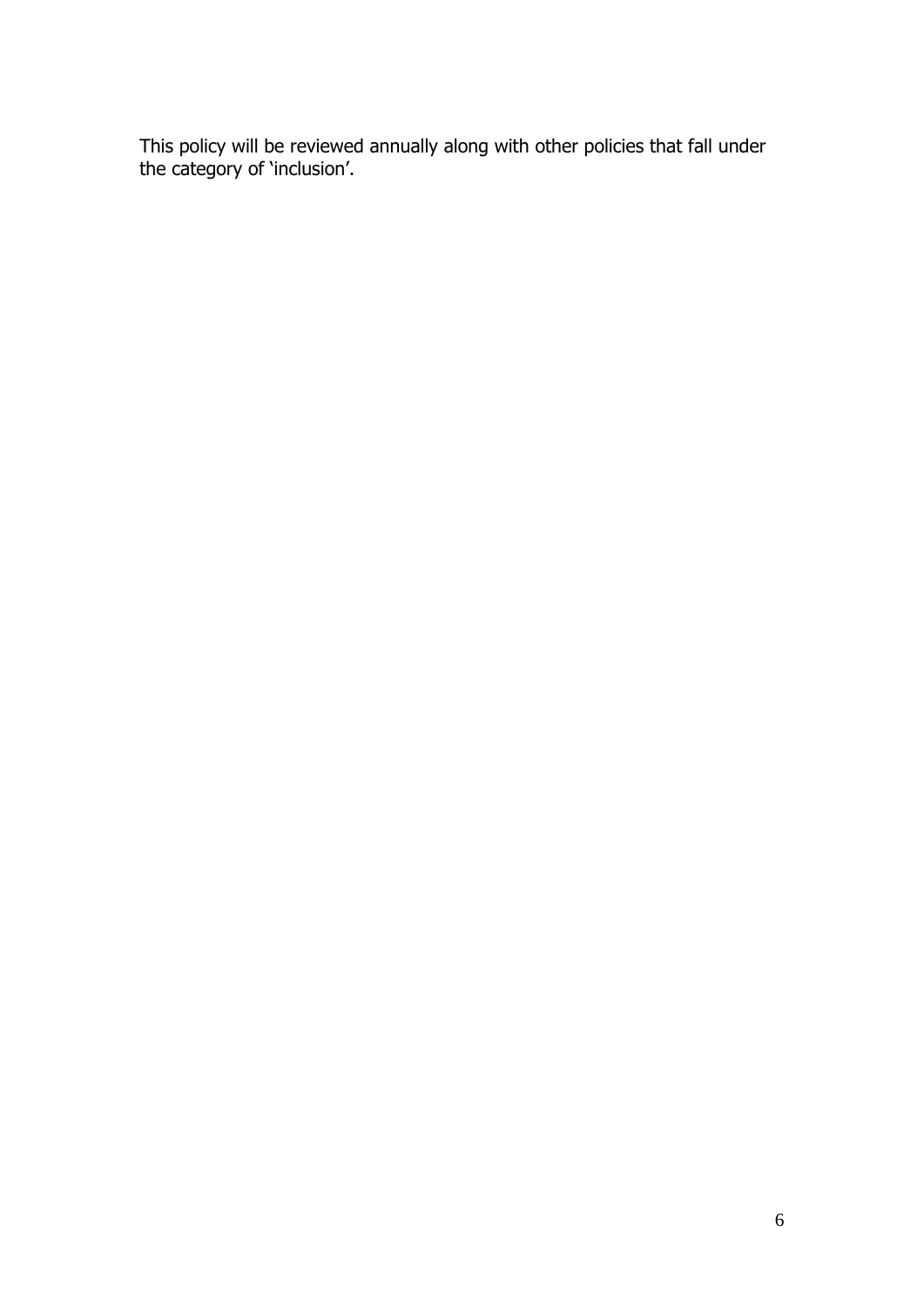This policy will be reviewed annually along with other policies that fall under the category of 'inclusion'.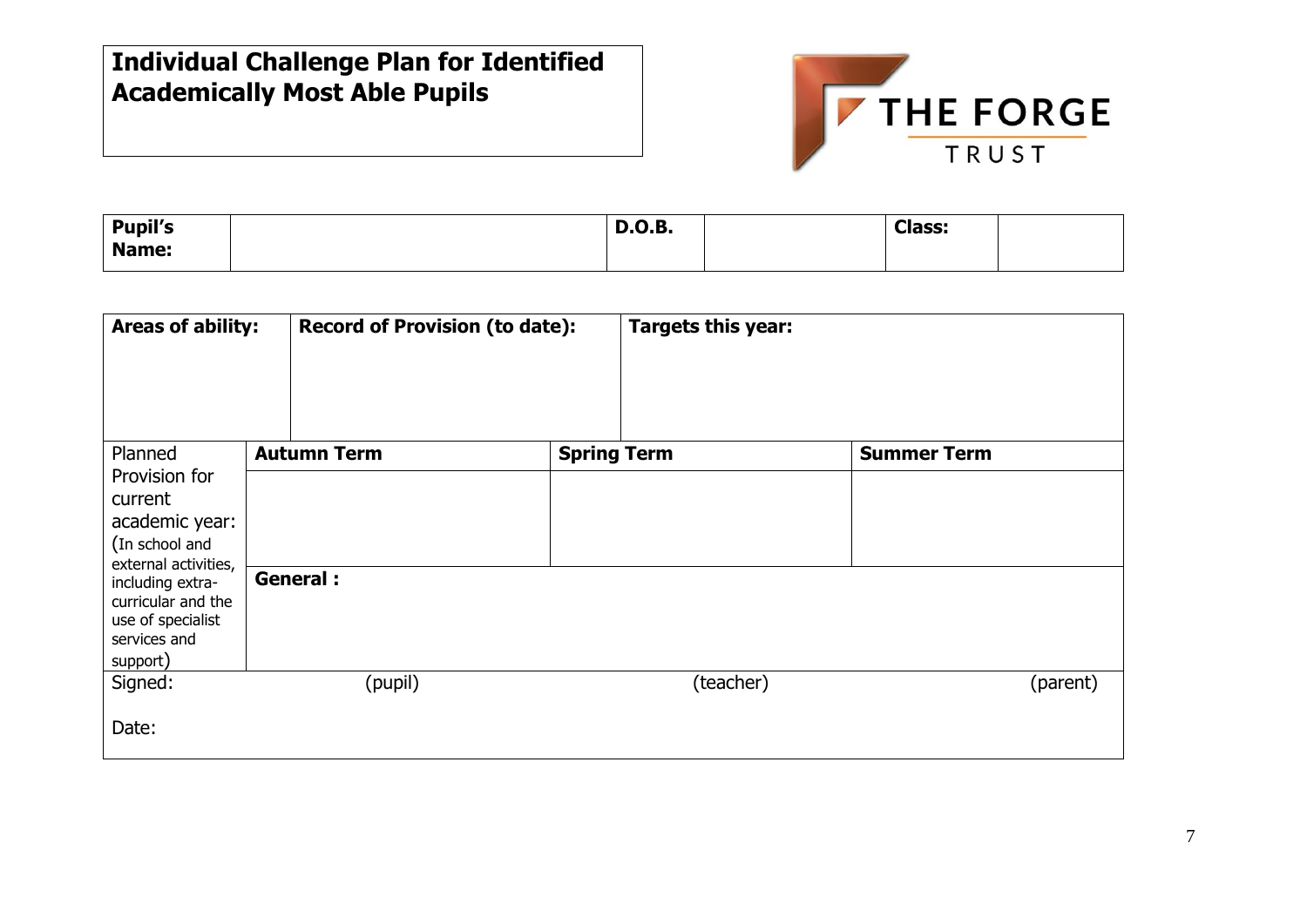# Individual Challenge Plan for Identified Academically Most Able Pupils

THE FORGE TRUST

| | | | | | |
|---|---|---|---|---|---|
| **Pupil's Name:** | | **D.O.B.** | | **Class:** | |

| | | | |
|---|---|---|---|
| **Areas of ability:** | **Record of Provision (to date):** | **Targets this year:** | |
| Planned Provision for current academic year: (In school and external activities, including extra-curricular and the use of specialist services and support) | **Autumn Term** | **Spring Term** | **Summer Term** |
| | | | |
| | **General :** | | |
| Signed: | (pupil) | (teacher) | (parent) |
| Date: | | | |